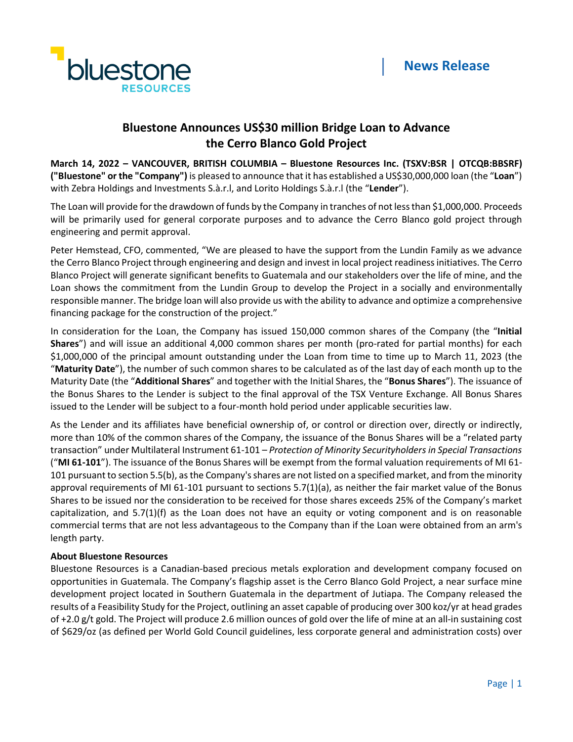bluestone RESOURCES

News Release

# Bluestone Announces US$30 million Bridge Loan to Advance the Cerro Blanco Gold Project

**March 14, 2022 – VANCOUVER, BRITISH COLUMBIA – Bluestone Resources Inc. (TSXV:BSR | OTCQB:BBSRF) ("Bluestone" or the "Company")** is pleased to announce that it has established a US$30,000,000 loan (the "**Loan**") with Zebra Holdings and Investments S.à.r.l, and Lorito Holdings S.à.r.l (the "**Lender**").

The Loan will provide for the drawdown of funds by the Company in tranches of not less than $1,000,000. Proceeds will be primarily used for general corporate purposes and to advance the Cerro Blanco gold project through engineering and permit approval.

Peter Hemstead, CFO, commented, "We are pleased to have the support from the Lundin Family as we advance the Cerro Blanco Project through engineering and design and invest in local project readiness initiatives. The Cerro Blanco Project will generate significant benefits to Guatemala and our stakeholders over the life of mine, and the Loan shows the commitment from the Lundin Group to develop the Project in a socially and environmentally responsible manner. The bridge loan will also provide us with the ability to advance and optimize a comprehensive financing package for the construction of the project."

In consideration for the Loan, the Company has issued 150,000 common shares of the Company (the "**Initial Shares**") and will issue an additional 4,000 common shares per month (pro-rated for partial months) for each $1,000,000 of the principal amount outstanding under the Loan from time to time up to March 11, 2023 (the "**Maturity Date**"), the number of such common shares to be calculated as of the last day of each month up to the Maturity Date (the "**Additional Shares**" and together with the Initial Shares, the "**Bonus Shares**"). The issuance of the Bonus Shares to the Lender is subject to the final approval of the TSX Venture Exchange. All Bonus Shares issued to the Lender will be subject to a four-month hold period under applicable securities law.

As the Lender and its affiliates have beneficial ownership of, or control or direction over, directly or indirectly, more than 10% of the common shares of the Company, the issuance of the Bonus Shares will be a "related party transaction" under Multilateral Instrument 61-101 – *Protection of Minority Securityholders in Special Transactions* ("**MI 61-101**"). The issuance of the Bonus Shares will be exempt from the formal valuation requirements of MI 61-101 pursuant to section 5.5(b), as the Company's shares are not listed on a specified market, and from the minority approval requirements of MI 61-101 pursuant to sections 5.7(1)(a), as neither the fair market value of the Bonus Shares to be issued nor the consideration to be received for those shares exceeds 25% of the Company's market capitalization, and 5.7(1)(f) as the Loan does not have an equity or voting component and is on reasonable commercial terms that are not less advantageous to the Company than if the Loan were obtained from an arm's length party.

**About Bluestone Resources**

Bluestone Resources is a Canadian-based precious metals exploration and development company focused on opportunities in Guatemala. The Company's flagship asset is the Cerro Blanco Gold Project, a near surface mine development project located in Southern Guatemala in the department of Jutiapa. The Company released the results of a Feasibility Study for the Project, outlining an asset capable of producing over 300 koz/yr at head grades of +2.0 g/t gold. The Project will produce 2.6 million ounces of gold over the life of mine at an all-in sustaining cost of $629/oz (as defined per World Gold Council guidelines, less corporate general and administration costs) over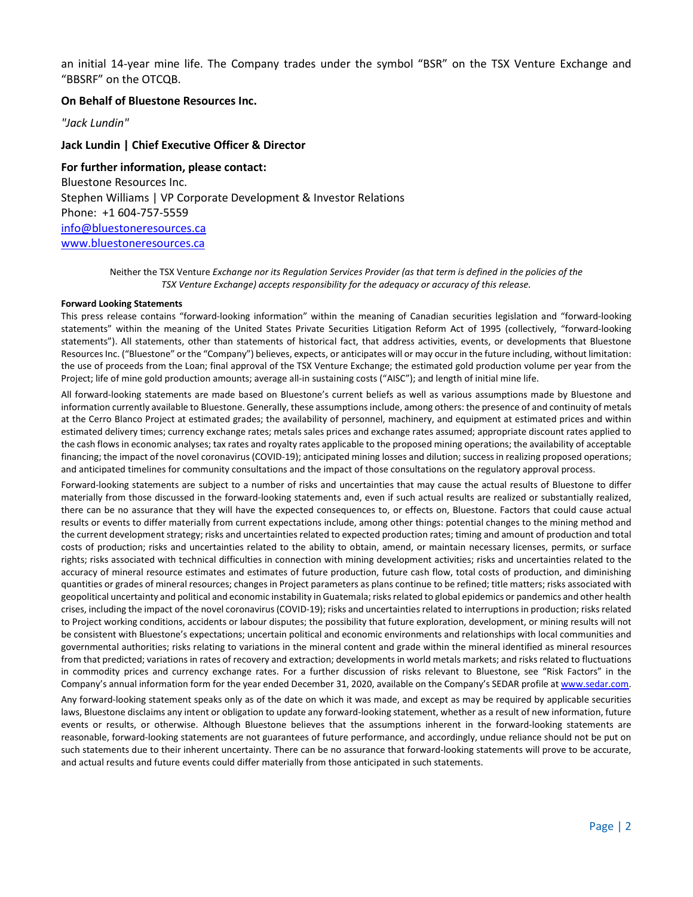an initial 14-year mine life. The Company trades under the symbol "BSR" on the TSX Venture Exchange and "BBSRF" on the OTCQB.

**On Behalf of Bluestone Resources Inc.**

*"Jack Lundin"*

**Jack Lundin | Chief Executive Officer & Director**

**For further information, please contact:**

Bluestone Resources Inc.
Stephen Williams | VP Corporate Development & Investor Relations
Phone: +1 604-757-5559
info@bluestoneresources.ca
www.bluestoneresources.ca

Neither the TSX Venture *Exchange nor its Regulation Services Provider (as that term is defined in the policies of the TSX Venture Exchange) accepts responsibility for the adequacy or accuracy of this release.*

**Forward Looking Statements**

This press release contains "forward-looking information" within the meaning of Canadian securities legislation and "forward-looking statements" within the meaning of the United States Private Securities Litigation Reform Act of 1995 (collectively, "forward-looking statements"). All statements, other than statements of historical fact, that address activities, events, or developments that Bluestone Resources Inc. ("Bluestone" or the "Company") believes, expects, or anticipates will or may occur in the future including, without limitation: the use of proceeds from the Loan; final approval of the TSX Venture Exchange; the estimated gold production volume per year from the Project; life of mine gold production amounts; average all-in sustaining costs ("AISC"); and length of initial mine life.

All forward-looking statements are made based on Bluestone's current beliefs as well as various assumptions made by Bluestone and information currently available to Bluestone. Generally, these assumptions include, among others: the presence of and continuity of metals at the Cerro Blanco Project at estimated grades; the availability of personnel, machinery, and equipment at estimated prices and within estimated delivery times; currency exchange rates; metals sales prices and exchange rates assumed; appropriate discount rates applied to the cash flows in economic analyses; tax rates and royalty rates applicable to the proposed mining operations; the availability of acceptable financing; the impact of the novel coronavirus (COVID-19); anticipated mining losses and dilution; success in realizing proposed operations; and anticipated timelines for community consultations and the impact of those consultations on the regulatory approval process.

Forward-looking statements are subject to a number of risks and uncertainties that may cause the actual results of Bluestone to differ materially from those discussed in the forward-looking statements and, even if such actual results are realized or substantially realized, there can be no assurance that they will have the expected consequences to, or effects on, Bluestone. Factors that could cause actual results or events to differ materially from current expectations include, among other things: potential changes to the mining method and the current development strategy; risks and uncertainties related to expected production rates; timing and amount of production and total costs of production; risks and uncertainties related to the ability to obtain, amend, or maintain necessary licenses, permits, or surface rights; risks associated with technical difficulties in connection with mining development activities; risks and uncertainties related to the accuracy of mineral resource estimates and estimates of future production, future cash flow, total costs of production, and diminishing quantities or grades of mineral resources; changes in Project parameters as plans continue to be refined; title matters; risks associated with geopolitical uncertainty and political and economic instability in Guatemala; risks related to global epidemics or pandemics and other health crises, including the impact of the novel coronavirus (COVID-19); risks and uncertainties related to interruptions in production; risks related to Project working conditions, accidents or labour disputes; the possibility that future exploration, development, or mining results will not be consistent with Bluestone's expectations; uncertain political and economic environments and relationships with local communities and governmental authorities; risks relating to variations in the mineral content and grade within the mineral identified as mineral resources from that predicted; variations in rates of recovery and extraction; developments in world metals markets; and risks related to fluctuations in commodity prices and currency exchange rates. For a further discussion of risks relevant to Bluestone, see "Risk Factors" in the Company's annual information form for the year ended December 31, 2020, available on the Company's SEDAR profile at www.sedar.com.

Any forward-looking statement speaks only as of the date on which it was made, and except as may be required by applicable securities laws, Bluestone disclaims any intent or obligation to update any forward-looking statement, whether as a result of new information, future events or results, or otherwise. Although Bluestone believes that the assumptions inherent in the forward-looking statements are reasonable, forward-looking statements are not guarantees of future performance, and accordingly, undue reliance should not be put on such statements due to their inherent uncertainty. There can be no assurance that forward-looking statements will prove to be accurate, and actual results and future events could differ materially from those anticipated in such statements.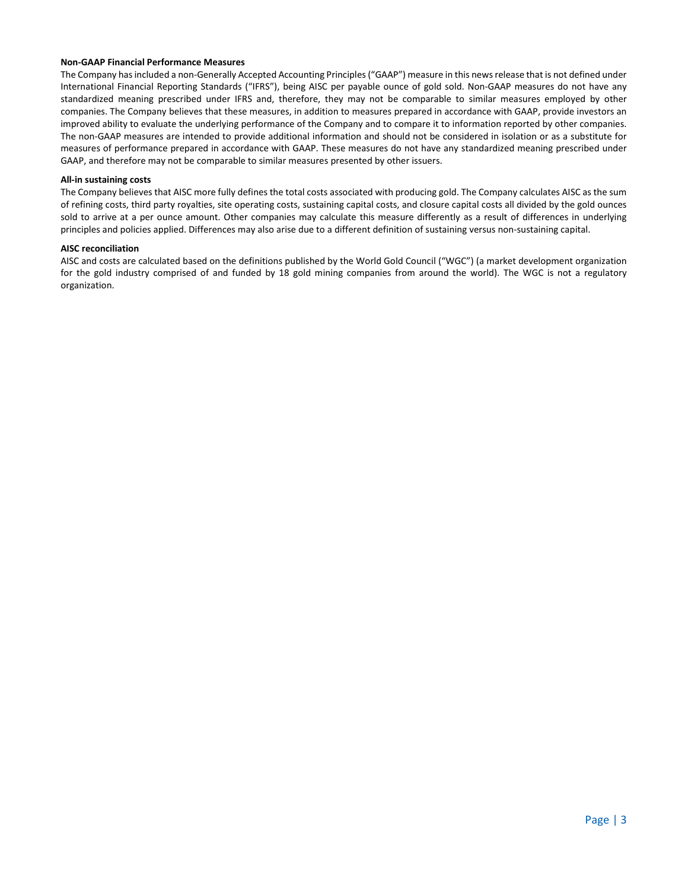**Non-GAAP Financial Performance Measures**

The Company has included a non-Generally Accepted Accounting Principles ("GAAP") measure in this news release that is not defined under International Financial Reporting Standards ("IFRS"), being AISC per payable ounce of gold sold. Non-GAAP measures do not have any standardized meaning prescribed under IFRS and, therefore, they may not be comparable to similar measures employed by other companies. The Company believes that these measures, in addition to measures prepared in accordance with GAAP, provide investors an improved ability to evaluate the underlying performance of the Company and to compare it to information reported by other companies. The non-GAAP measures are intended to provide additional information and should not be considered in isolation or as a substitute for measures of performance prepared in accordance with GAAP. These measures do not have any standardized meaning prescribed under GAAP, and therefore may not be comparable to similar measures presented by other issuers.

**All-in sustaining costs**

The Company believes that AISC more fully defines the total costs associated with producing gold. The Company calculates AISC as the sum of refining costs, third party royalties, site operating costs, sustaining capital costs, and closure capital costs all divided by the gold ounces sold to arrive at a per ounce amount. Other companies may calculate this measure differently as a result of differences in underlying principles and policies applied. Differences may also arise due to a different definition of sustaining versus non-sustaining capital.

**AISC reconciliation**

AISC and costs are calculated based on the definitions published by the World Gold Council ("WGC") (a market development organization for the gold industry comprised of and funded by 18 gold mining companies from around the world). The WGC is not a regulatory organization.